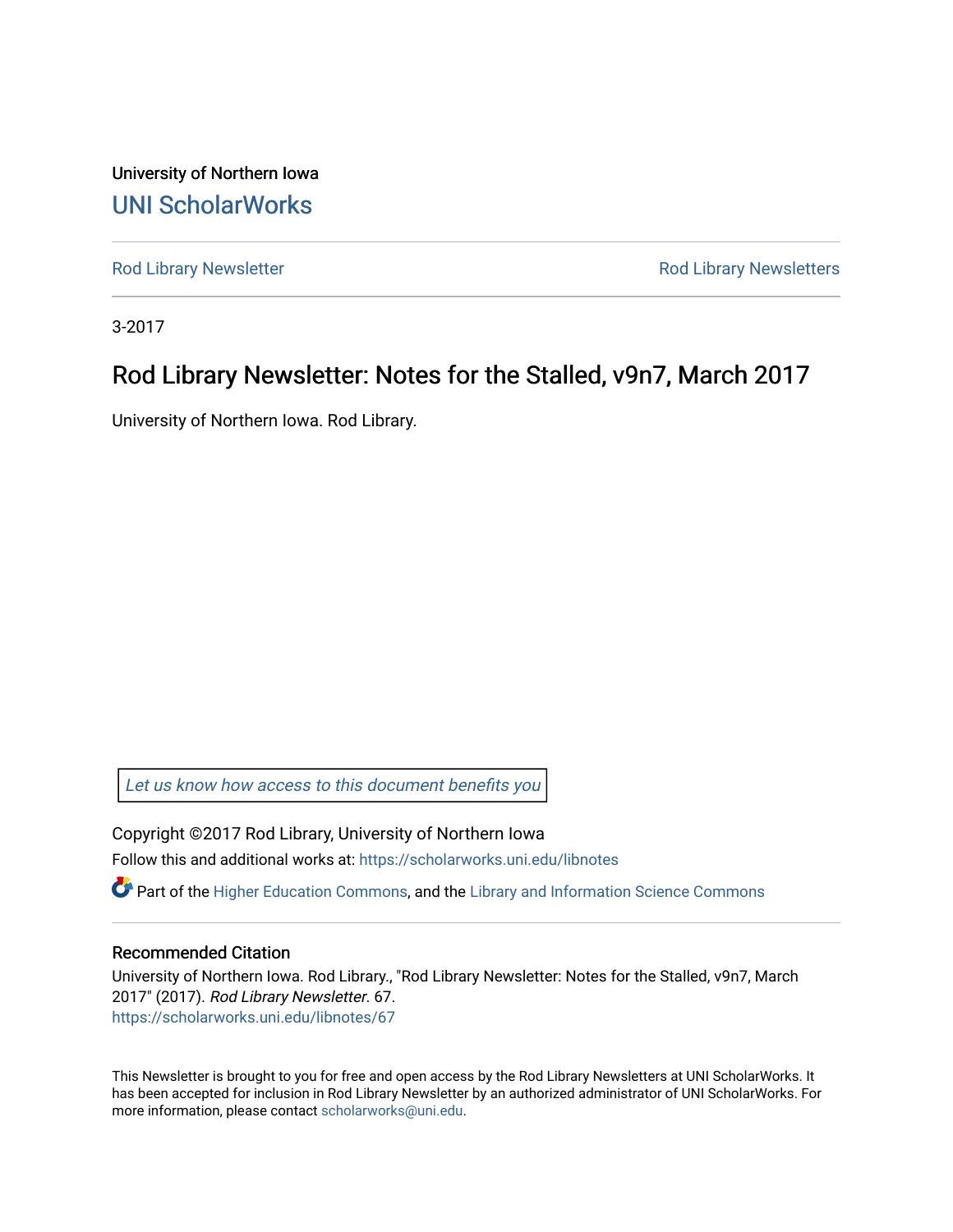University of Northern Iowa

## UNI ScholarWorks

Rod Library Newsletter | Rod Library Newsletters

3-2017

# Rod Library Newsletter: Notes for the Stalled, v9n7, March 2017

University of Northern Iowa. Rod Library.

*Let us know how access to this document benefits you*

Copyright ©2017 Rod Library, University of Northern Iowa

Follow this and additional works at: https://scholarworks.uni.edu/libnotes

Part of the Higher Education Commons, and the Library and Information Science Commons

### Recommended Citation

University of Northern Iowa. Rod Library., "Rod Library Newsletter: Notes for the Stalled, v9n7, March 2017" (2017). *Rod Library Newsletter*. 67.
https://scholarworks.uni.edu/libnotes/67

This Newsletter is brought to you for free and open access by the Rod Library Newsletters at UNI ScholarWorks. It has been accepted for inclusion in Rod Library Newsletter by an authorized administrator of UNI ScholarWorks. For more information, please contact scholarworks@uni.edu.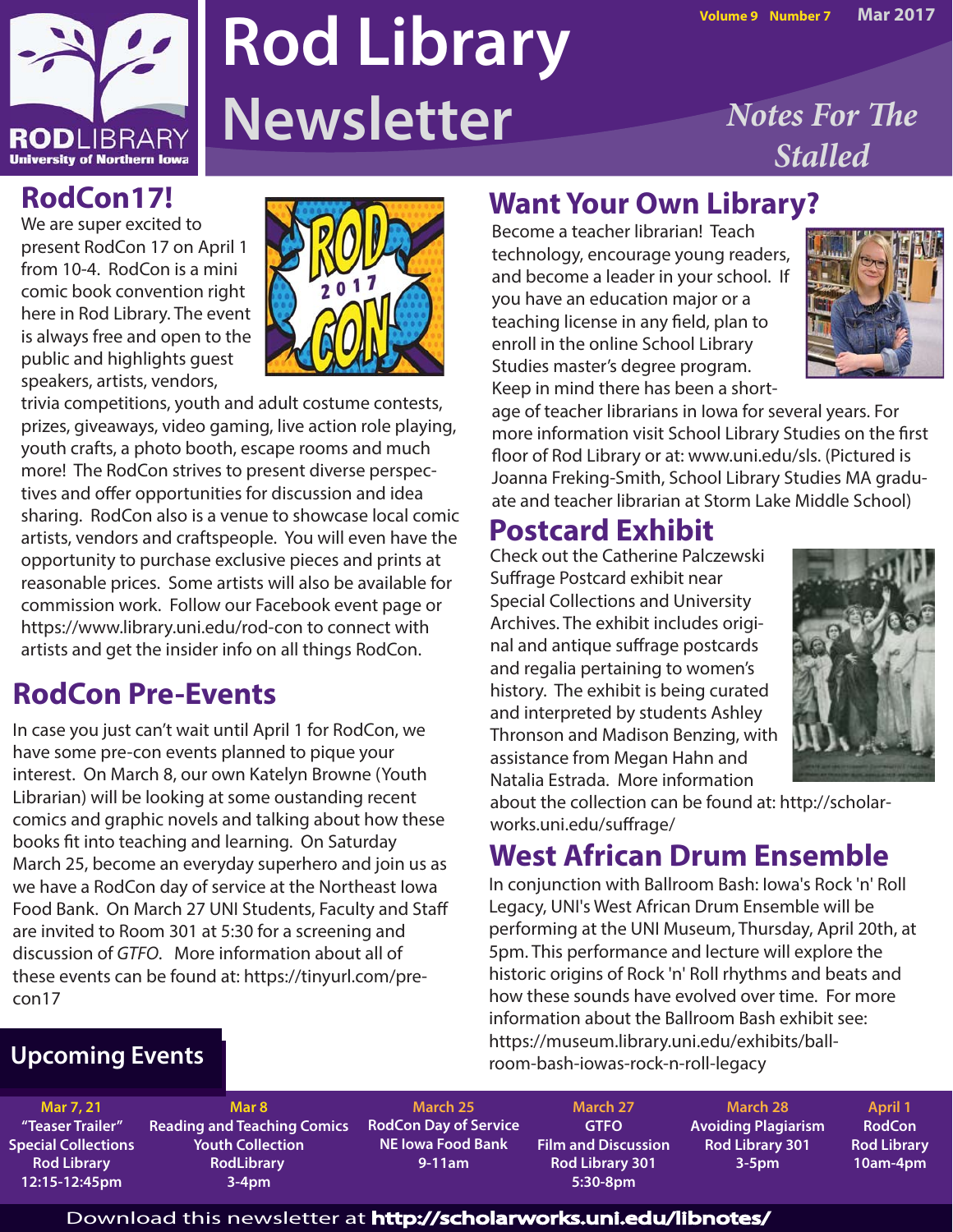# Rod Library Newsletter

Volume 9 Number 7 Mar 2017

*Notes For The Stalled*

## RodCon17!

We are super excited to present RodCon 17 on April 1 from 10-4. RodCon is a mini comic book convention right here in Rod Library. The event is always free and open to the public and highlights guest speakers, artists, vendors, trivia competitions, youth and adult costume contests, prizes, giveaways, video gaming, live action role playing, youth crafts, a photo booth, escape rooms and much more! The RodCon strives to present diverse perspectives and offer opportunities for discussion and idea sharing. RodCon also is a venue to showcase local comic artists, vendors and craftspeople. You will even have the opportunity to purchase exclusive pieces and prints at reasonable prices. Some artists will also be available for commission work. Follow our Facebook event page or https://www.library.uni.edu/rod-con to connect with artists and get the insider info on all things RodCon.

## RodCon Pre-Events

In case you just can't wait until April 1 for RodCon, we have some pre-con events planned to pique your interest. On March 8, our own Katelyn Browne (Youth Librarian) will be looking at some oustanding recent comics and graphic novels and talking about how these books fit into teaching and learning. On Saturday March 25, become an everyday superhero and join us as we have a RodCon day of service at the Northeast Iowa Food Bank. On March 27 UNI Students, Faculty and Staff are invited to Room 301 at 5:30 for a screening and discussion of *GTFO*. More information about all of these events can be found at: https://tinyurl.com/pre-con17

## Want Your Own Library?

Become a teacher librarian! Teach technology, encourage young readers, and become a leader in your school. If you have an education major or a teaching license in any field, plan to enroll in the online School Library Studies master's degree program. Keep in mind there has been a shortage of teacher librarians in Iowa for several years. For more information visit School Library Studies on the first floor of Rod Library or at: www.uni.edu/sls. (Pictured is Joanna Freking-Smith, School Library Studies MA graduate and teacher librarian at Storm Lake Middle School)

## Postcard Exhibit

Check out the Catherine Palczewski Suffrage Postcard exhibit near Special Collections and University Archives. The exhibit includes original and antique suffrage postcards and regalia pertaining to women's history. The exhibit is being curated and interpreted by students Ashley Thronson and Madison Benzing, with assistance from Megan Hahn and Natalia Estrada. More information about the collection can be found at: http://scholarworks.uni.edu/suffrage/

## West African Drum Ensemble

In conjunction with Ballroom Bash: Iowa's Rock 'n' Roll Legacy, UNI's West African Drum Ensemble will be performing at the UNI Museum, Thursday, April 20th, at 5pm. This performance and lecture will explore the historic origins of Rock 'n' Roll rhythms and beats and how these sounds have evolved over time. For more information about the Ballroom Bash exhibit see: https://museum.library.uni.edu/exhibits/ballroom-bash-iowas-rock-n-roll-legacy

## Upcoming Events

| Mar 7, 21 | Mar 8 | March 25 | March 27 | March 28 | April 1 |
|---|---|---|---|---|---|
| "Teaser Trailer" Special Collections Rod Library 12:15-12:45pm | Reading and Teaching Comics Youth Collection RodLibrary 3-4pm | RodCon Day of Service NE Iowa Food Bank 9-11am | GTFO Film and Discussion Rod Library 301 5:30-8pm | Avoiding Plagiarism Rod Library 301 3-5pm | RodCon Rod Library 10am-4pm |

Download this newsletter at **http://scholarworks.uni.edu/libnotes/**